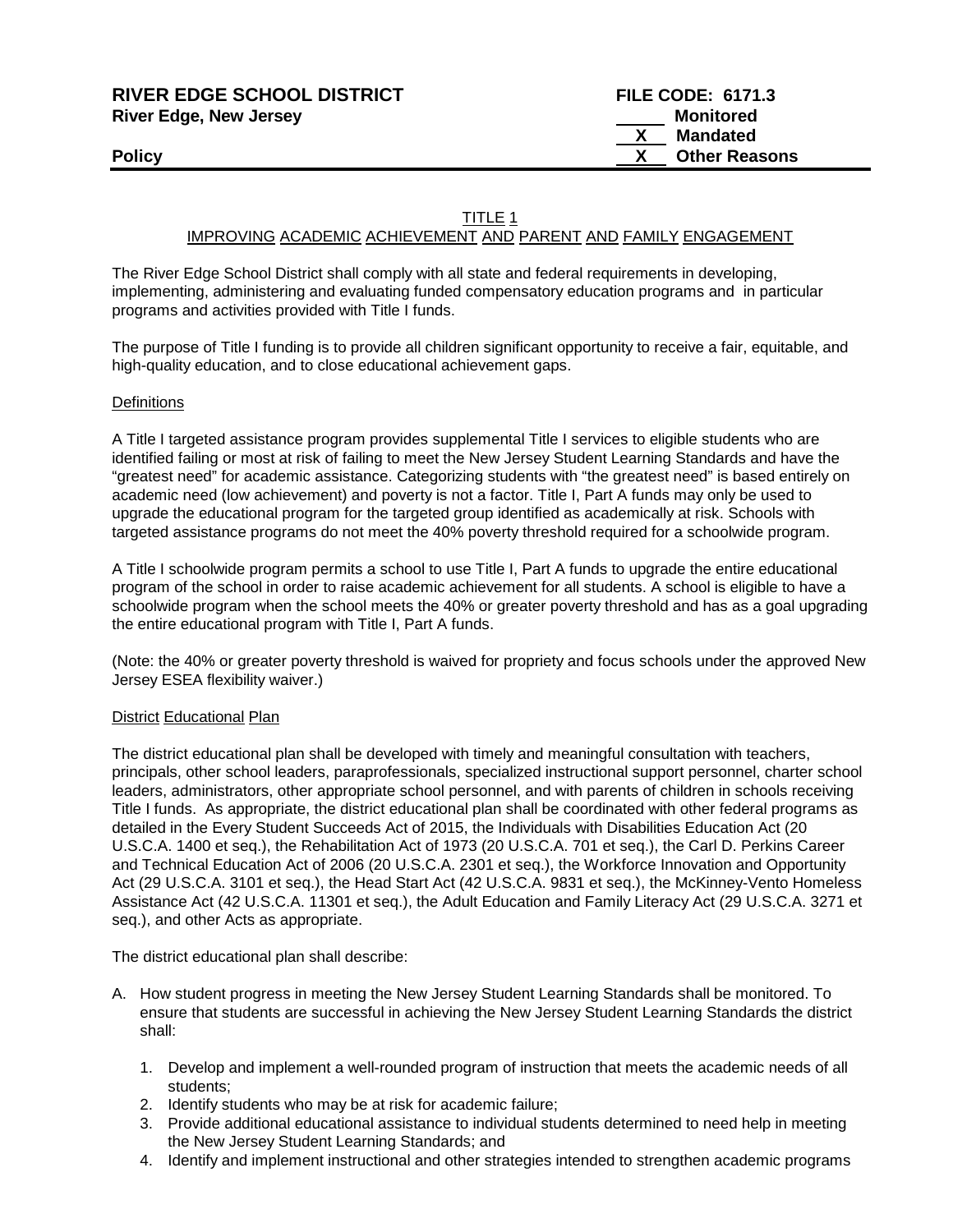**RIVER EDGE SCHOOL DISTRICT**
**River Edge, New Jersey**

**FILE CODE: 6171.3**
_____ **Monitored**
__X__ **Mandated**
__X__ **Other Reasons**

**Policy**

## TITLE 1
## IMPROVING ACADEMIC ACHIEVEMENT AND PARENT AND FAMILY ENGAGEMENT

The River Edge School District shall comply with all state and federal requirements in developing, implementing, administering and evaluating funded compensatory education programs and in particular programs and activities provided with Title I funds.

The purpose of Title I funding is to provide all children significant opportunity to receive a fair, equitable, and high-quality education, and to close educational achievement gaps.

### Definitions

A Title I targeted assistance program provides supplemental Title I services to eligible students who are identified failing or most at risk of failing to meet the New Jersey Student Learning Standards and have the "greatest need" for academic assistance. Categorizing students with "the greatest need" is based entirely on academic need (low achievement) and poverty is not a factor. Title I, Part A funds may only be used to upgrade the educational program for the targeted group identified as academically at risk. Schools with targeted assistance programs do not meet the 40% poverty threshold required for a schoolwide program.

A Title I schoolwide program permits a school to use Title I, Part A funds to upgrade the entire educational program of the school in order to raise academic achievement for all students. A school is eligible to have a schoolwide program when the school meets the 40% or greater poverty threshold and has as a goal upgrading the entire educational program with Title I, Part A funds.

(Note: the 40% or greater poverty threshold is waived for propriety and focus schools under the approved New Jersey ESEA flexibility waiver.)

### District Educational Plan

The district educational plan shall be developed with timely and meaningful consultation with teachers, principals, other school leaders, paraprofessionals, specialized instructional support personnel, charter school leaders, administrators, other appropriate school personnel, and with parents of children in schools receiving Title I funds. As appropriate, the district educational plan shall be coordinated with other federal programs as detailed in the Every Student Succeeds Act of 2015, the Individuals with Disabilities Education Act (20 U.S.C.A. 1400 et seq.), the Rehabilitation Act of 1973 (20 U.S.C.A. 701 et seq.), the Carl D. Perkins Career and Technical Education Act of 2006 (20 U.S.C.A. 2301 et seq.), the Workforce Innovation and Opportunity Act (29 U.S.C.A. 3101 et seq.), the Head Start Act (42 U.S.C.A. 9831 et seq.), the McKinney-Vento Homeless Assistance Act (42 U.S.C.A. 11301 et seq.), the Adult Education and Family Literacy Act (29 U.S.C.A. 3271 et seq.), and other Acts as appropriate.

The district educational plan shall describe:

A. How student progress in meeting the New Jersey Student Learning Standards shall be monitored. To ensure that students are successful in achieving the New Jersey Student Learning Standards the district shall:

    1. Develop and implement a well-rounded program of instruction that meets the academic needs of all students;
    2. Identify students who may be at risk for academic failure;
    3. Provide additional educational assistance to individual students determined to need help in meeting the New Jersey Student Learning Standards; and
    4. Identify and implement instructional and other strategies intended to strengthen academic programs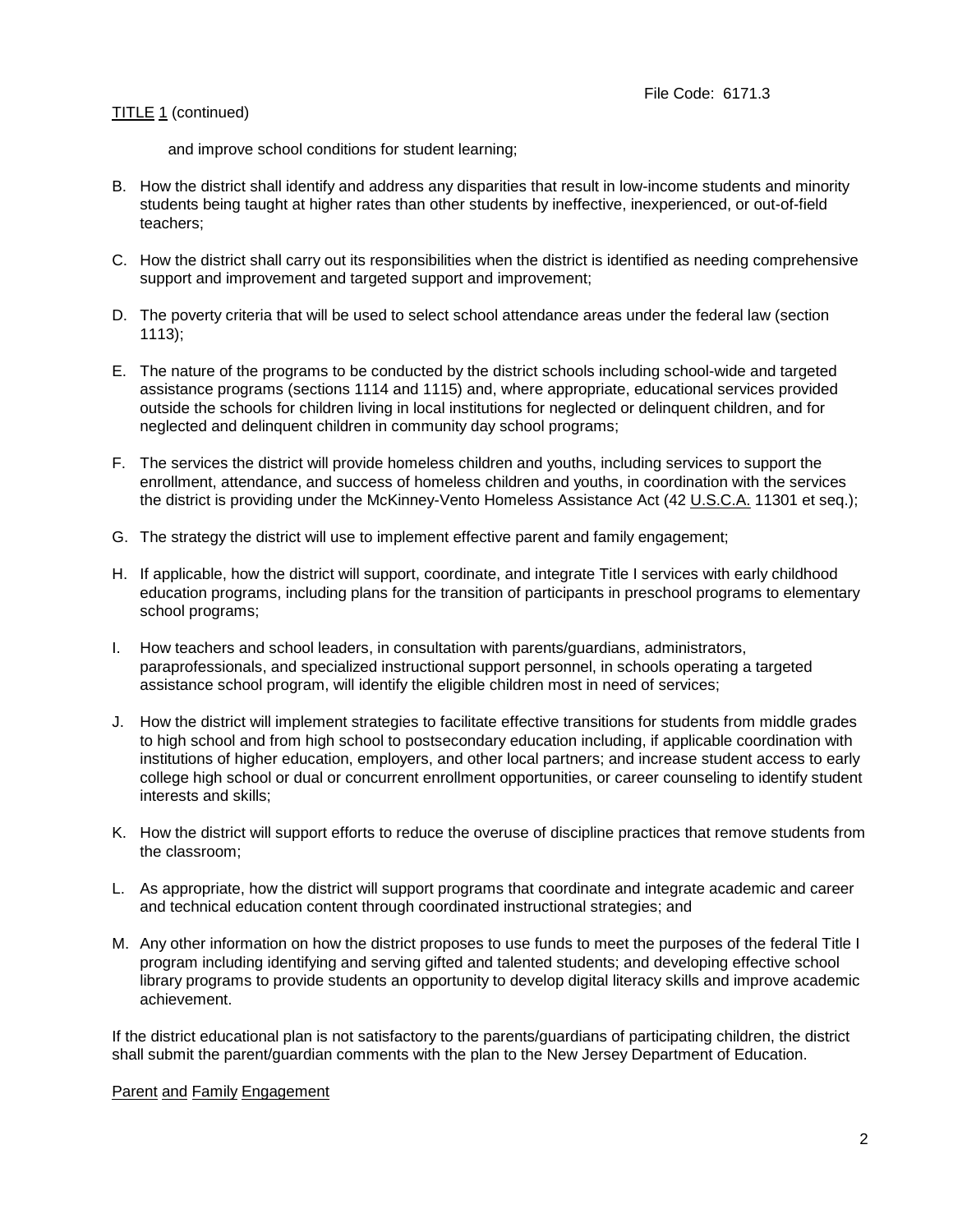and improve school conditions for student learning;

B. How the district shall identify and address any disparities that result in low-income students and minority students being taught at higher rates than other students by ineffective, inexperienced, or out-of-field teachers;

C. How the district shall carry out its responsibilities when the district is identified as needing comprehensive support and improvement and targeted support and improvement;

D. The poverty criteria that will be used to select school attendance areas under the federal law (section 1113);

E. The nature of the programs to be conducted by the district schools including school-wide and targeted assistance programs (sections 1114 and 1115) and, where appropriate, educational services provided outside the schools for children living in local institutions for neglected or delinquent children, and for neglected and delinquent children in community day school programs;

F. The services the district will provide homeless children and youths, including services to support the enrollment, attendance, and success of homeless children and youths, in coordination with the services the district is providing under the McKinney-Vento Homeless Assistance Act (42 U.S.C.A. 11301 et seq.);

G. The strategy the district will use to implement effective parent and family engagement;

H. If applicable, how the district will support, coordinate, and integrate Title I services with early childhood education programs, including plans for the transition of participants in preschool programs to elementary school programs;

I. How teachers and school leaders, in consultation with parents/guardians, administrators, paraprofessionals, and specialized instructional support personnel, in schools operating a targeted assistance school program, will identify the eligible children most in need of services;

J. How the district will implement strategies to facilitate effective transitions for students from middle grades to high school and from high school to postsecondary education including, if applicable coordination with institutions of higher education, employers, and other local partners; and increase student access to early college high school or dual or concurrent enrollment opportunities, or career counseling to identify student interests and skills;

K. How the district will support efforts to reduce the overuse of discipline practices that remove students from the classroom;

L. As appropriate, how the district will support programs that coordinate and integrate academic and career and technical education content through coordinated instructional strategies; and

M. Any other information on how the district proposes to use funds to meet the purposes of the federal Title I program including identifying and serving gifted and talented students; and developing effective school library programs to provide students an opportunity to develop digital literacy skills and improve academic achievement.

If the district educational plan is not satisfactory to the parents/guardians of participating children, the district shall submit the parent/guardian comments with the plan to the New Jersey Department of Education.

## Parent and Family Engagement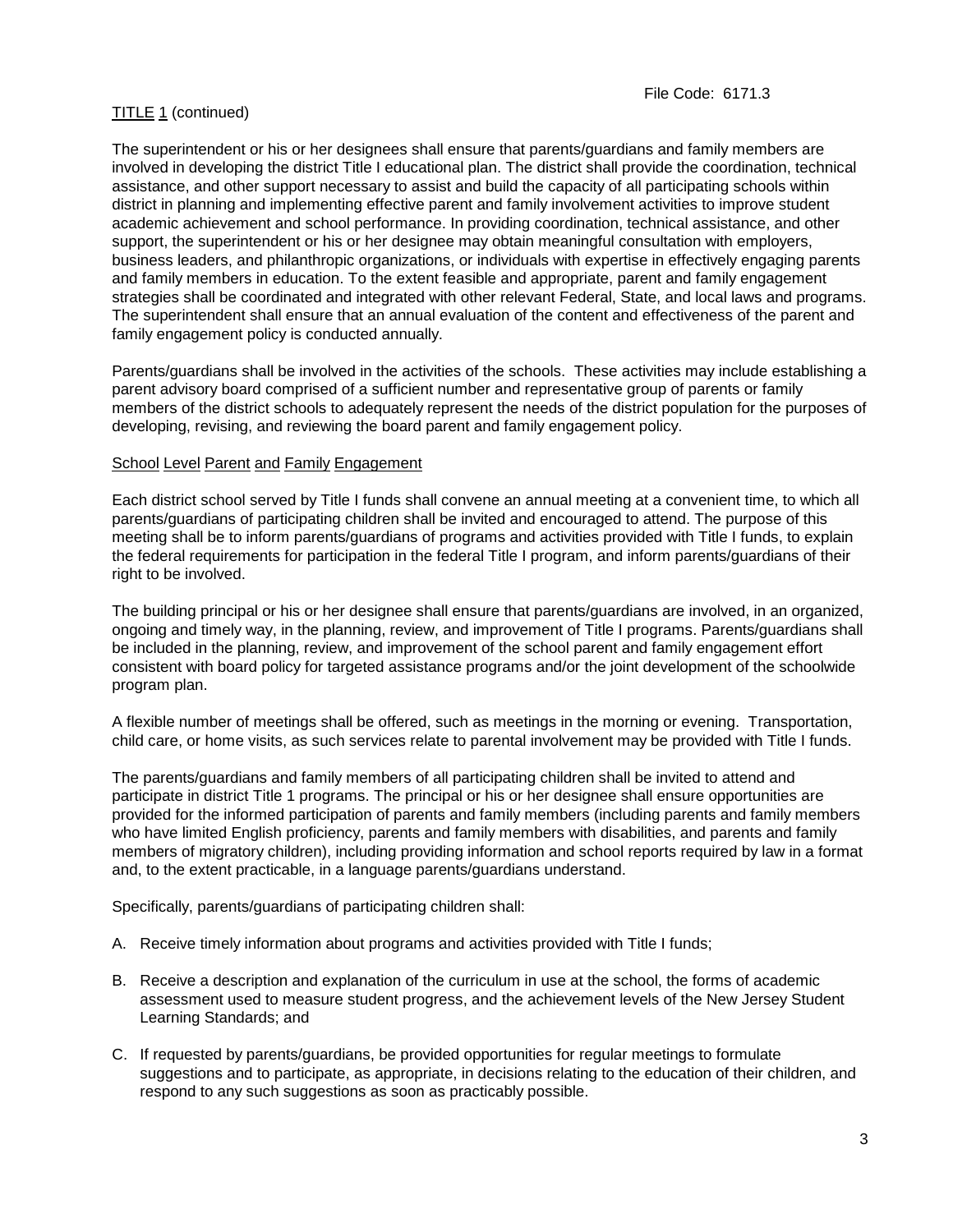File Code: 6171.3

TITLE 1 (continued)

The superintendent or his or her designees shall ensure that parents/guardians and family members are involved in developing the district Title I educational plan. The district shall provide the coordination, technical assistance, and other support necessary to assist and build the capacity of all participating schools within district in planning and implementing effective parent and family involvement activities to improve student academic achievement and school performance. In providing coordination, technical assistance, and other support, the superintendent or his or her designee may obtain meaningful consultation with employers, business leaders, and philanthropic organizations, or individuals with expertise in effectively engaging parents and family members in education. To the extent feasible and appropriate, parent and family engagement strategies shall be coordinated and integrated with other relevant Federal, State, and local laws and programs. The superintendent shall ensure that an annual evaluation of the content and effectiveness of the parent and family engagement policy is conducted annually.

Parents/guardians shall be involved in the activities of the schools. These activities may include establishing a parent advisory board comprised of a sufficient number and representative group of parents or family members of the district schools to adequately represent the needs of the district population for the purposes of developing, revising, and reviewing the board parent and family engagement policy.

## School Level Parent and Family Engagement

Each district school served by Title I funds shall convene an annual meeting at a convenient time, to which all parents/guardians of participating children shall be invited and encouraged to attend. The purpose of this meeting shall be to inform parents/guardians of programs and activities provided with Title I funds, to explain the federal requirements for participation in the federal Title I program, and inform parents/guardians of their right to be involved.

The building principal or his or her designee shall ensure that parents/guardians are involved, in an organized, ongoing and timely way, in the planning, review, and improvement of Title I programs. Parents/guardians shall be included in the planning, review, and improvement of the school parent and family engagement effort consistent with board policy for targeted assistance programs and/or the joint development of the schoolwide program plan.

A flexible number of meetings shall be offered, such as meetings in the morning or evening. Transportation, child care, or home visits, as such services relate to parental involvement may be provided with Title I funds.

The parents/guardians and family members of all participating children shall be invited to attend and participate in district Title 1 programs. The principal or his or her designee shall ensure opportunities are provided for the informed participation of parents and family members (including parents and family members who have limited English proficiency, parents and family members with disabilities, and parents and family members of migratory children), including providing information and school reports required by law in a format and, to the extent practicable, in a language parents/guardians understand.

Specifically, parents/guardians of participating children shall:

A. Receive timely information about programs and activities provided with Title I funds;

B. Receive a description and explanation of the curriculum in use at the school, the forms of academic assessment used to measure student progress, and the achievement levels of the New Jersey Student Learning Standards; and

C. If requested by parents/guardians, be provided opportunities for regular meetings to formulate suggestions and to participate, as appropriate, in decisions relating to the education of their children, and respond to any such suggestions as soon as practicably possible.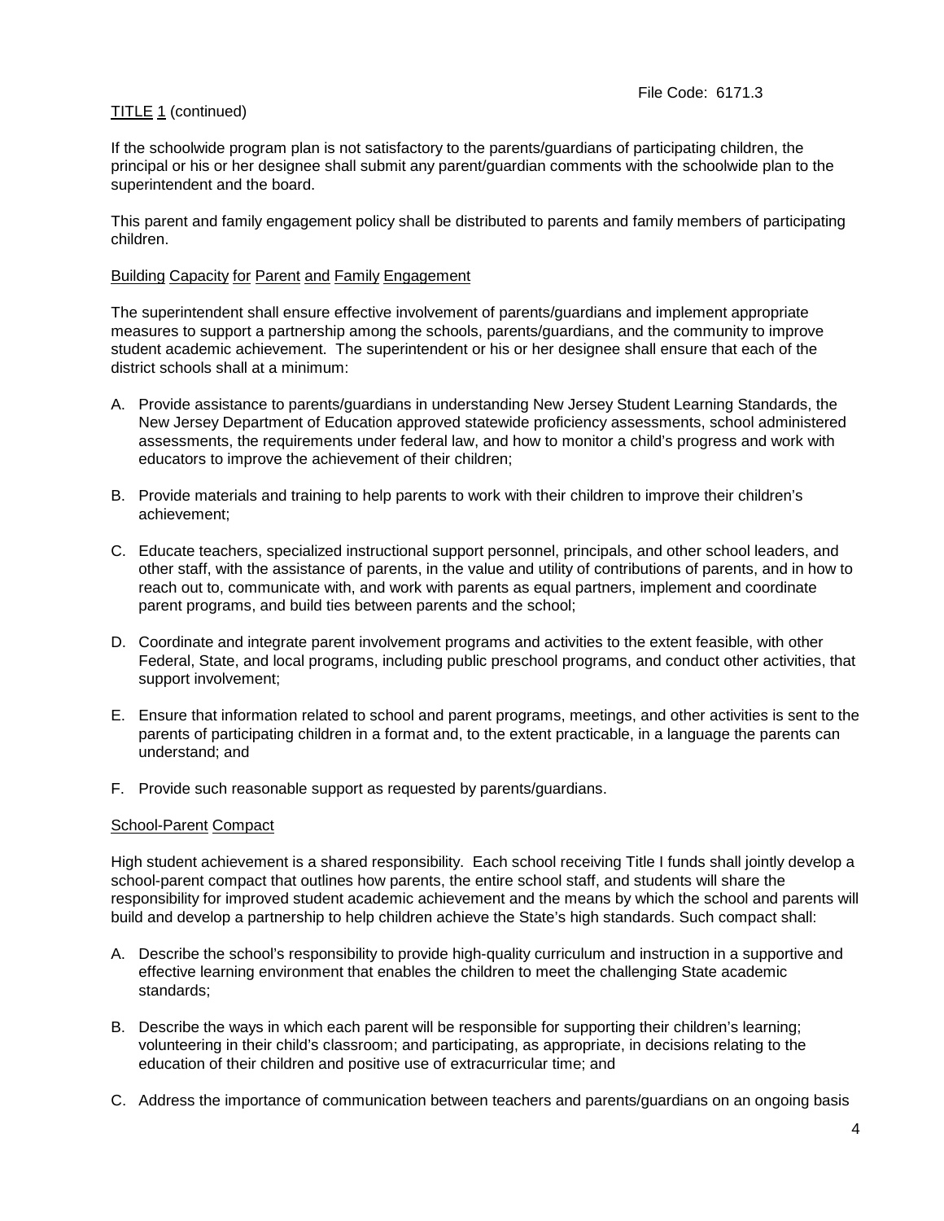TITLE 1 (continued)

If the schoolwide program plan is not satisfactory to the parents/guardians of participating children, the principal or his or her designee shall submit any parent/guardian comments with the schoolwide plan to the superintendent and the board.

This parent and family engagement policy shall be distributed to parents and family members of participating children.

Building Capacity for Parent and Family Engagement

The superintendent shall ensure effective involvement of parents/guardians and implement appropriate measures to support a partnership among the schools, parents/guardians, and the community to improve student academic achievement. The superintendent or his or her designee shall ensure that each of the district schools shall at a minimum:

A. Provide assistance to parents/guardians in understanding New Jersey Student Learning Standards, the New Jersey Department of Education approved statewide proficiency assessments, school administered assessments, the requirements under federal law, and how to monitor a child's progress and work with educators to improve the achievement of their children;

B. Provide materials and training to help parents to work with their children to improve their children's achievement;

C. Educate teachers, specialized instructional support personnel, principals, and other school leaders, and other staff, with the assistance of parents, in the value and utility of contributions of parents, and in how to reach out to, communicate with, and work with parents as equal partners, implement and coordinate parent programs, and build ties between parents and the school;

D. Coordinate and integrate parent involvement programs and activities to the extent feasible, with other Federal, State, and local programs, including public preschool programs, and conduct other activities, that support involvement;

E. Ensure that information related to school and parent programs, meetings, and other activities is sent to the parents of participating children in a format and, to the extent practicable, in a language the parents can understand; and

F. Provide such reasonable support as requested by parents/guardians.

School-Parent Compact

High student achievement is a shared responsibility. Each school receiving Title I funds shall jointly develop a school-parent compact that outlines how parents, the entire school staff, and students will share the responsibility for improved student academic achievement and the means by which the school and parents will build and develop a partnership to help children achieve the State's high standards. Such compact shall:

A. Describe the school's responsibility to provide high-quality curriculum and instruction in a supportive and effective learning environment that enables the children to meet the challenging State academic standards;

B. Describe the ways in which each parent will be responsible for supporting their children's learning; volunteering in their child's classroom; and participating, as appropriate, in decisions relating to the education of their children and positive use of extracurricular time; and

C. Address the importance of communication between teachers and parents/guardians on an ongoing basis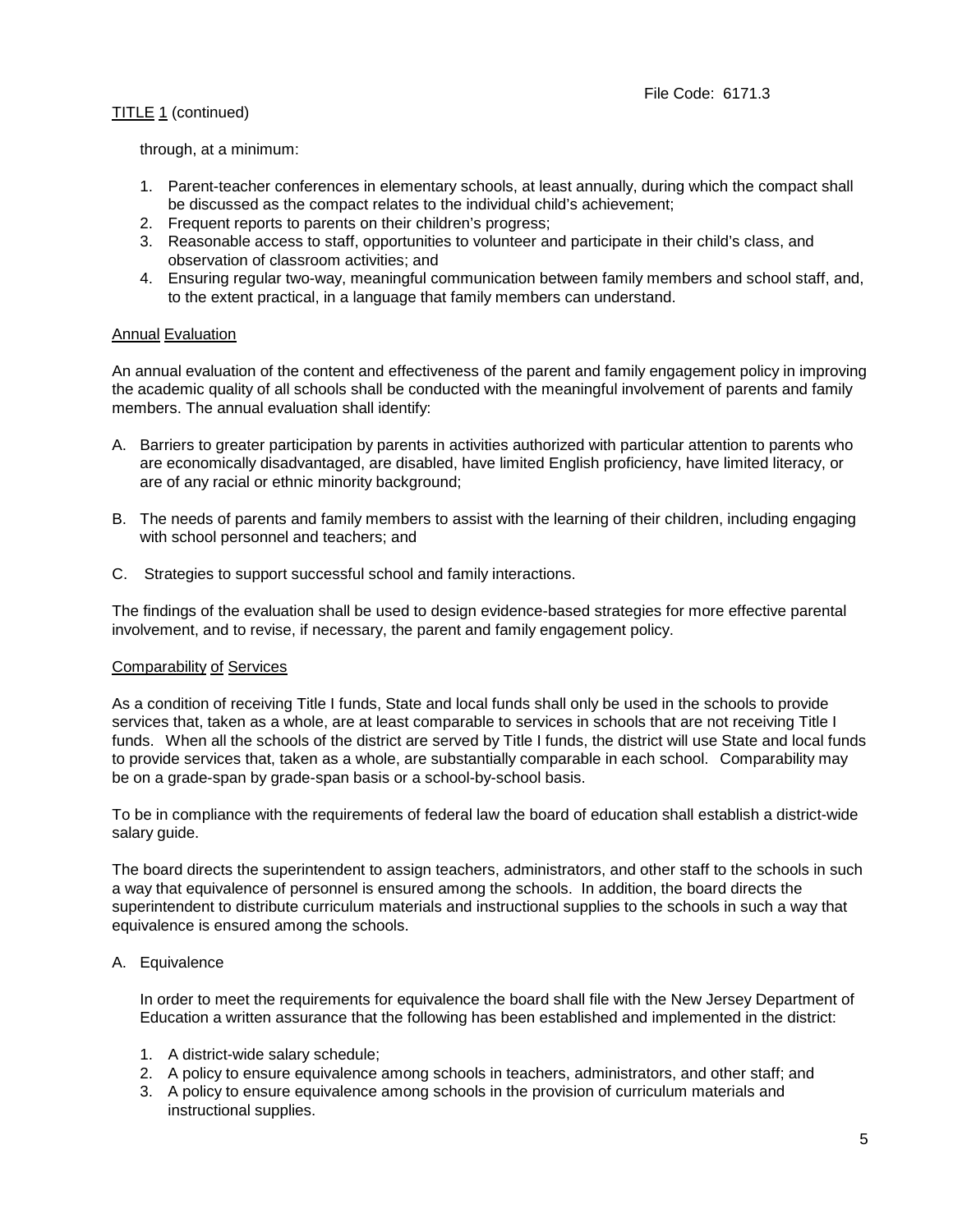through, at a minimum:

1. Parent-teacher conferences in elementary schools, at least annually, during which the compact shall be discussed as the compact relates to the individual child's achievement;
2. Frequent reports to parents on their children's progress;
3. Reasonable access to staff, opportunities to volunteer and participate in their child's class, and observation of classroom activities; and
4. Ensuring regular two-way, meaningful communication between family members and school staff, and, to the extent practical, in a language that family members can understand.

## Annual Evaluation

An annual evaluation of the content and effectiveness of the parent and family engagement policy in improving the academic quality of all schools shall be conducted with the meaningful involvement of parents and family members. The annual evaluation shall identify:

A. Barriers to greater participation by parents in activities authorized with particular attention to parents who are economically disadvantaged, are disabled, have limited English proficiency, have limited literacy, or are of any racial or ethnic minority background;

B. The needs of parents and family members to assist with the learning of their children, including engaging with school personnel and teachers; and

C. Strategies to support successful school and family interactions.

The findings of the evaluation shall be used to design evidence-based strategies for more effective parental involvement, and to revise, if necessary, the parent and family engagement policy.

## Comparability of Services

As a condition of receiving Title I funds, State and local funds shall only be used in the schools to provide services that, taken as a whole, are at least comparable to services in schools that are not receiving Title I funds. When all the schools of the district are served by Title I funds, the district will use State and local funds to provide services that, taken as a whole, are substantially comparable in each school. Comparability may be on a grade-span by grade-span basis or a school-by-school basis.

To be in compliance with the requirements of federal law the board of education shall establish a district-wide salary guide.

The board directs the superintendent to assign teachers, administrators, and other staff to the schools in such a way that equivalence of personnel is ensured among the schools. In addition, the board directs the superintendent to distribute curriculum materials and instructional supplies to the schools in such a way that equivalence is ensured among the schools.

A. Equivalence

   In order to meet the requirements for equivalence the board shall file with the New Jersey Department of Education a written assurance that the following has been established and implemented in the district:

   1. A district-wide salary schedule;
   2. A policy to ensure equivalence among schools in teachers, administrators, and other staff; and
   3. A policy to ensure equivalence among schools in the provision of curriculum materials and instructional supplies.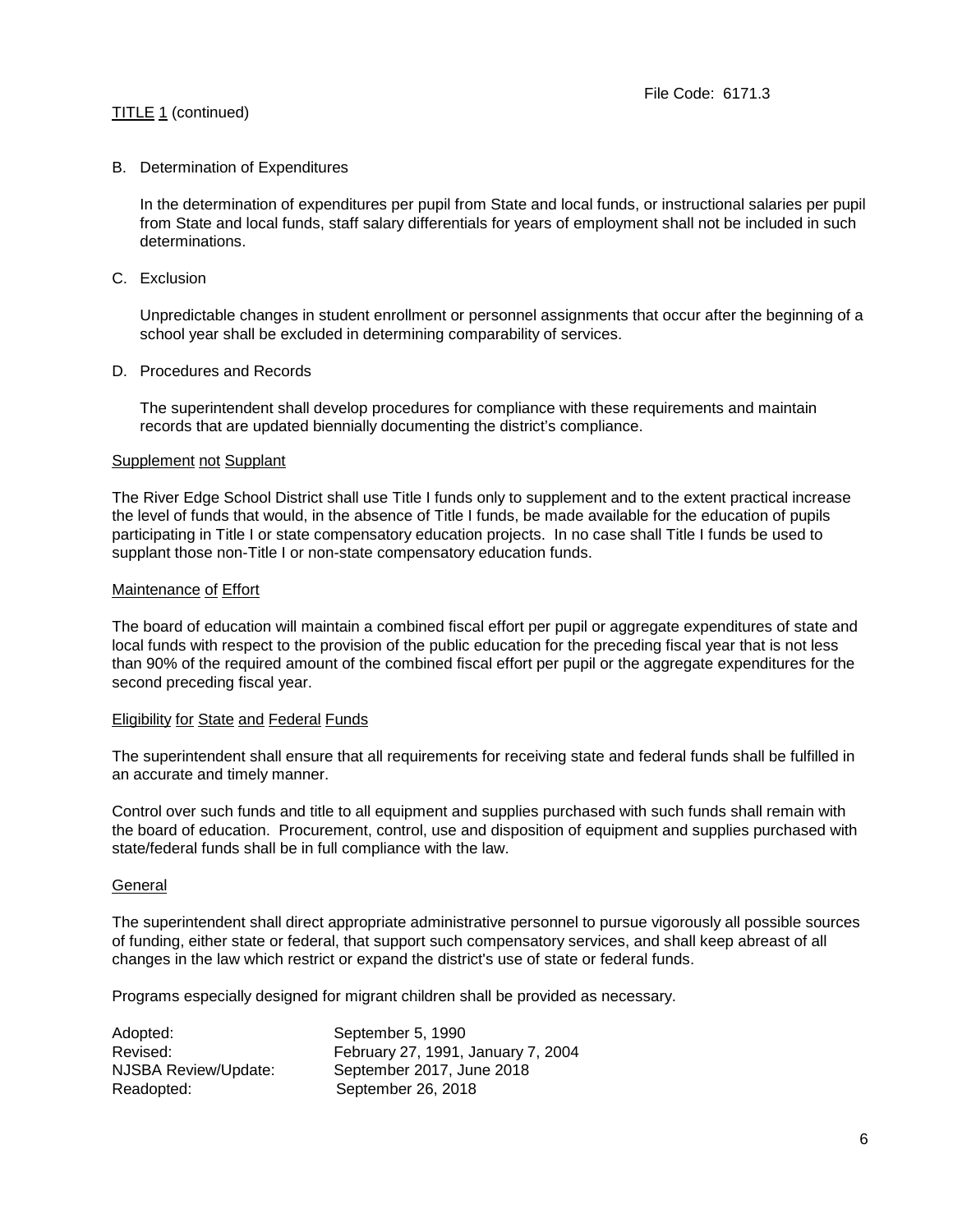TITLE 1 (continued)

B. Determination of Expenditures

In the determination of expenditures per pupil from State and local funds, or instructional salaries per pupil from State and local funds, staff salary differentials for years of employment shall not be included in such determinations.

C. Exclusion

Unpredictable changes in student enrollment or personnel assignments that occur after the beginning of a school year shall be excluded in determining comparability of services.

D. Procedures and Records

The superintendent shall develop procedures for compliance with these requirements and maintain records that are updated biennially documenting the district's compliance.

Supplement not Supplant

The River Edge School District shall use Title I funds only to supplement and to the extent practical increase the level of funds that would, in the absence of Title I funds, be made available for the education of pupils participating in Title I or state compensatory education projects. In no case shall Title I funds be used to supplant those non-Title I or non-state compensatory education funds.

Maintenance of Effort

The board of education will maintain a combined fiscal effort per pupil or aggregate expenditures of state and local funds with respect to the provision of the public education for the preceding fiscal year that is not less than 90% of the required amount of the combined fiscal effort per pupil or the aggregate expenditures for the second preceding fiscal year.

Eligibility for State and Federal Funds

The superintendent shall ensure that all requirements for receiving state and federal funds shall be fulfilled in an accurate and timely manner.

Control over such funds and title to all equipment and supplies purchased with such funds shall remain with the board of education. Procurement, control, use and disposition of equipment and supplies purchased with state/federal funds shall be in full compliance with the law.

General

The superintendent shall direct appropriate administrative personnel to pursue vigorously all possible sources of funding, either state or federal, that support such compensatory services, and shall keep abreast of all changes in the law which restrict or expand the district's use of state or federal funds.

Programs especially designed for migrant children shall be provided as necessary.

| | |
|---|---|
| Adopted: | September 5, 1990 |
| Revised: | February 27, 1991, January 7, 2004 |
| NJSBA Review/Update: | September 2017, June 2018 |
| Readopted: | September 26, 2018 |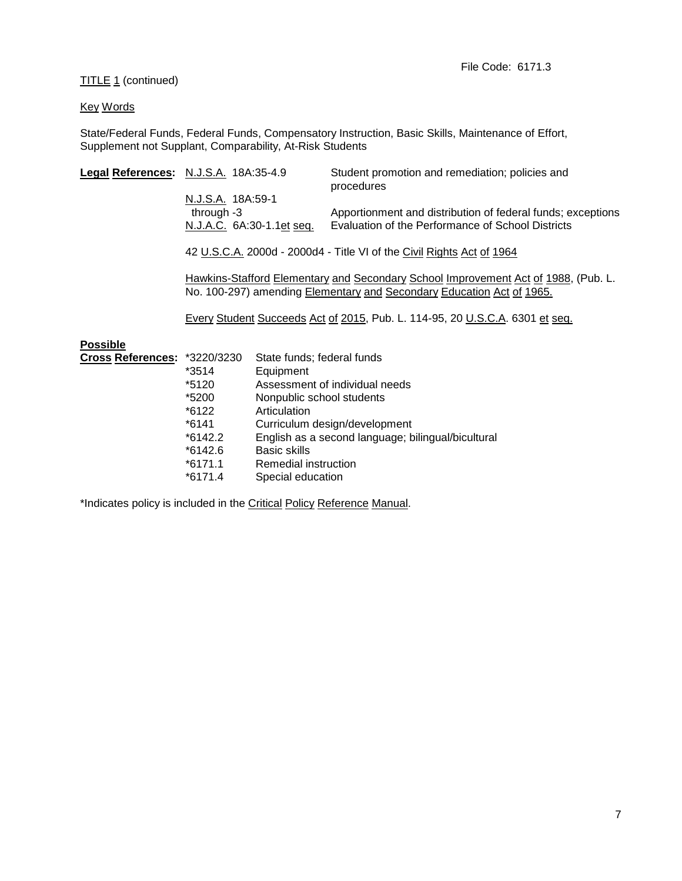File Code: 6171.3

TITLE 1 (continued)

Key Words

State/Federal Funds, Federal Funds, Compensatory Instruction, Basic Skills, Maintenance of Effort, Supplement not Supplant, Comparability, At-Risk Students

| | | |
|---|---|---|
| **Legal References:** | N.J.S.A. 18A:35-4.9 | Student promotion and remediation; policies and procedures |
| | N.J.S.A. 18A:59-1 through -3 | Apportionment and distribution of federal funds; exceptions |
| | N.J.A.C. 6A:30-1.1et seq. | Evaluation of the Performance of School Districts |

42 U.S.C.A. 2000d - 2000d4 - Title VI of the Civil Rights Act of 1964

Hawkins-Stafford Elementary and Secondary School Improvement Act of 1988, (Pub. L. No. 100-297) amending Elementary and Secondary Education Act of 1965.

Every Student Succeeds Act of 2015, Pub. L. 114-95, 20 U.S.C.A. 6301 et seq.

| | | |
|---|---|---|
| **Possible Cross References:** | *3220/3230 | State funds; federal funds |
| | *3514 | Equipment |
| | *5120 | Assessment of individual needs |
| | *5200 | Nonpublic school students |
| | *6122 | Articulation |
| | *6141 | Curriculum design/development |
| | *6142.2 | English as a second language; bilingual/bicultural |
| | *6142.6 | Basic skills |
| | *6171.1 | Remedial instruction |
| | *6171.4 | Special education |

*Indicates policy is included in the Critical Policy Reference Manual.